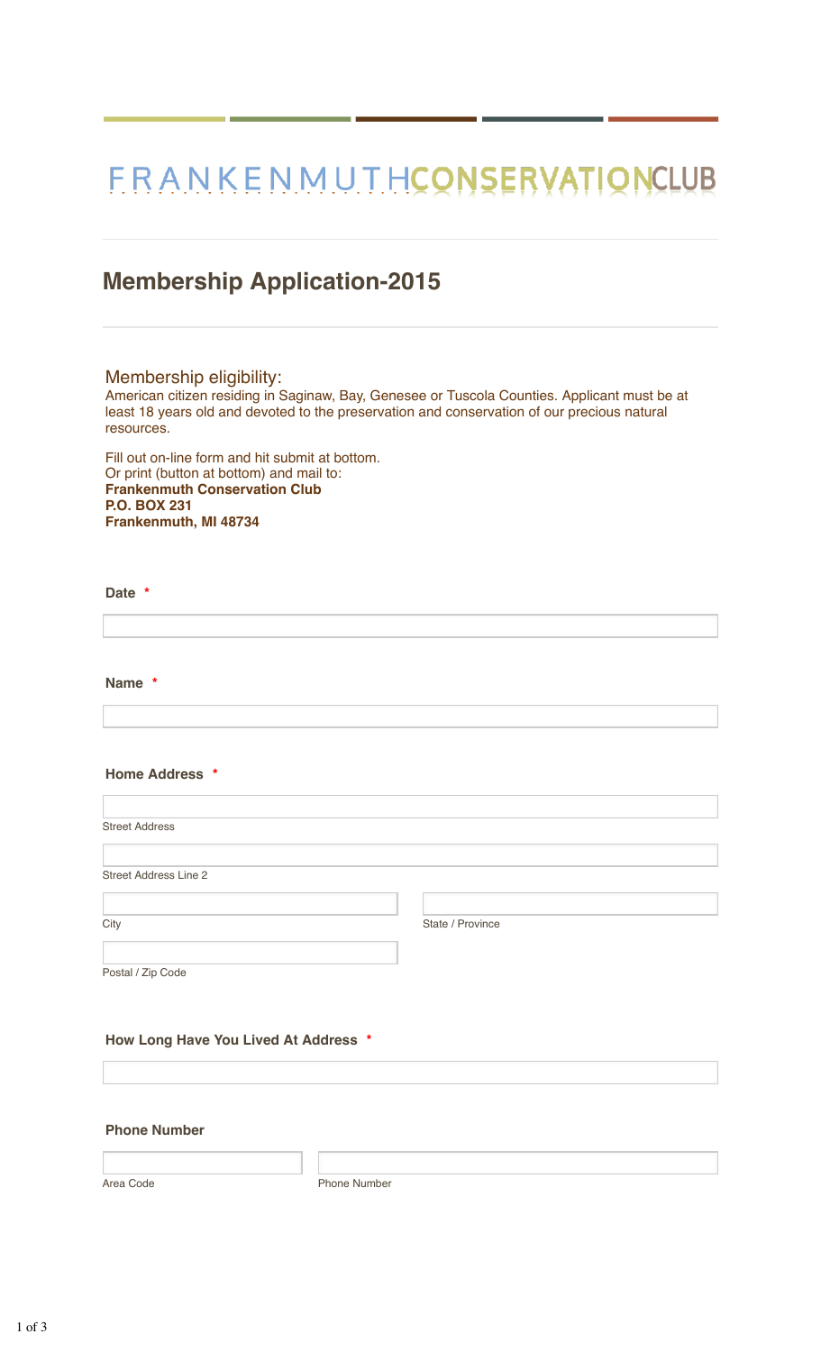# FRANKENMUTHCONSERVATIONCLUB

## Membership Application-2015

Membership eligibility:
American citizen residing in Saginaw, Bay, Genesee or Tuscola Counties. Applicant must be at least 18 years old and devoted to the preservation and conservation of our precious natural resources.

Fill out on-line form and hit submit at bottom.
Or print (button at bottom) and mail to:
**Frankenmuth Conservation Club**
**P.O. BOX 231**
**Frankenmuth, MI 48734**

**Date** *

**Name** *

**Home Address** *

Street Address

Street Address Line 2

City

State / Province

Postal / Zip Code

**How Long Have You Lived At Address** *

**Phone Number**

Area Code

Phone Number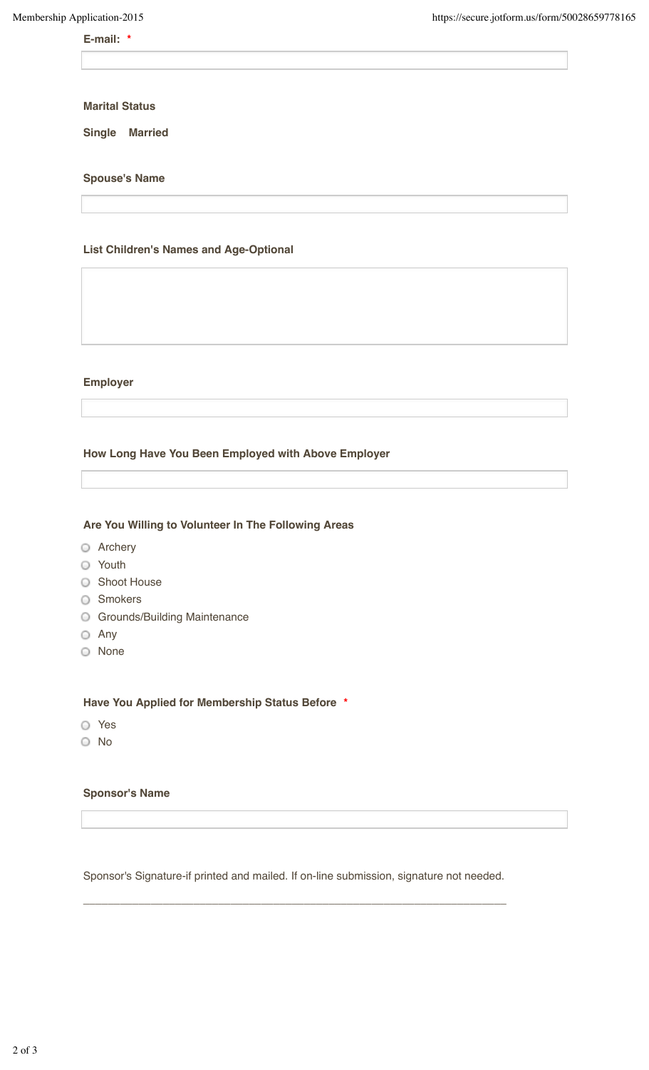**E-mail:** *

**Marital Status**

**Single** **Married**

**Spouse's Name**

**List Children's Names and Age-Optional**

**Employer**

**How Long Have You Been Employed with Above Employer**

**Are You Willing to Volunteer In The Following Areas**

- Archery
- Youth
- Shoot House
- Smokers
- Grounds/Building Maintenance
- Any
- None

**Have You Applied for Membership Status Before** *

- Yes
- No

**Sponsor's Name**

Sponsor's Signature-if printed and mailed. If on-line submission, signature not needed.

\_\_\_\_\_\_\_\_\_\_\_\_\_\_\_\_\_\_\_\_\_\_\_\_\_\_\_\_\_\_\_\_\_\_\_\_\_\_\_\_\_\_\_\_\_\_\_\_\_\_\_\_\_\_\_\_\_\_\_\_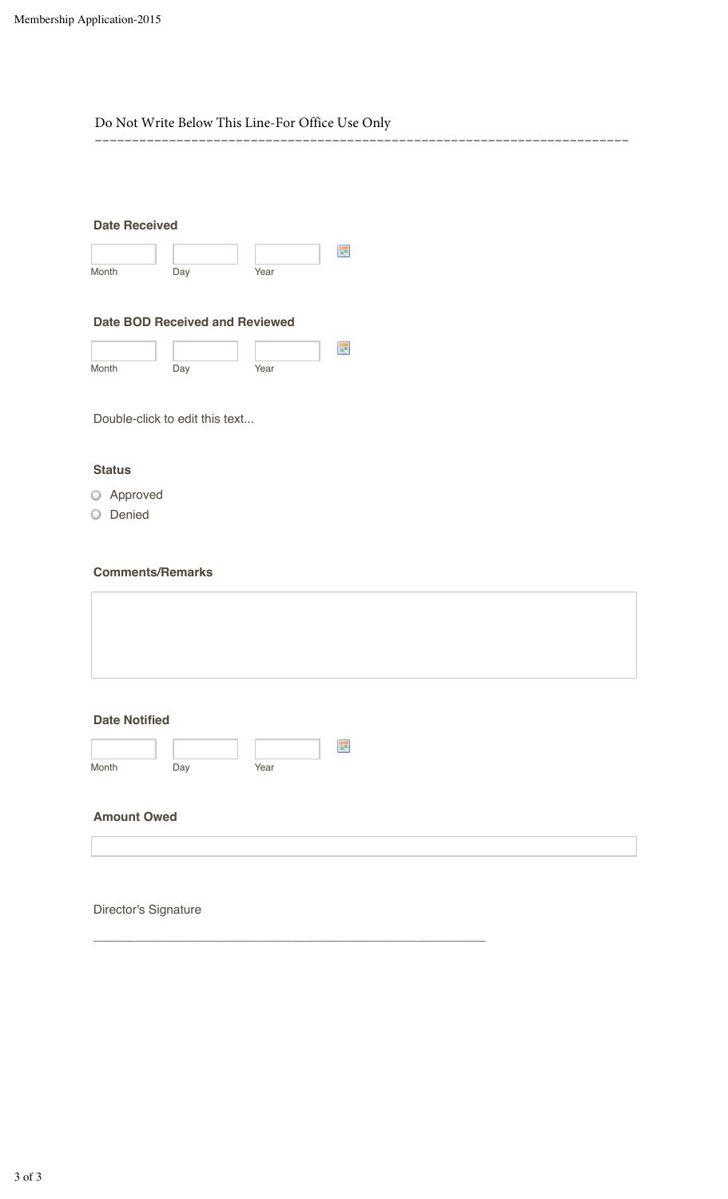Do Not Write Below This Line-For Office Use Only

---

**Date Received**

Month Day Year

**Date BOD Received and Reviewed**

Month Day Year

Double-click to edit this text...

**Status**

- Approved
- Denied

**Comments/Remarks**

**Date Notified**

Month Day Year

**Amount Owed**

Director's Signature

______________________________________________________